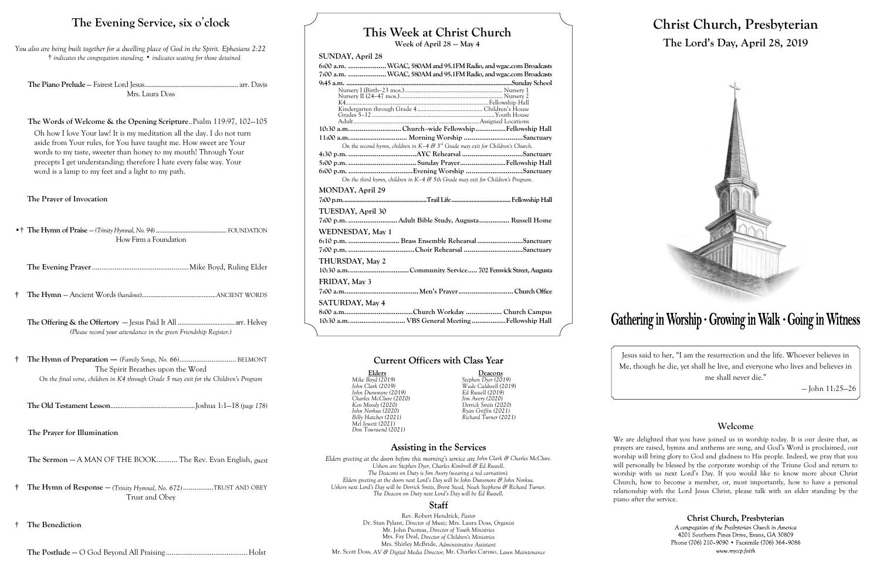## The Evening Service, six o'clock

*You also are being built together for a dwelling place of God in the Spirit. Ephesians 2:22*
*† indicates the congregation standing; • indicates seating for those detained*

**The Piano Prelude** — Fairest Lord Jesus........................................................ arr. Davis
Mrs. Laura Doss

**The Words of Welcome & the Opening Scripture**..Psalm 119:97, 102–105

Oh how I love Your law! It is my meditation all the day. I do not turn aside from Your rules, for You have taught me. How sweet are Your words to my taste, sweeter than honey to my mouth! Through Your precepts I get understanding; therefore I hate every false way. Your word is a lamp to my feet and a light to my path.

**The Prayer of Invocation**

•† **The Hymn of Praise** — *(Trinity Hymnal, No. 94)* ........................................... FOUNDATION
How Firm a Foundation

**The Evening Prayer**..................................................Mike Boyd, Ruling Elder

† **The Hymn** — Ancient Words *(handout)*...........................................ANCIENT WORDS

**The Offering & the Offertory** — Jesus Paid It All ................................arr. Helvey
*(Please record your attendance in the green Friendship Register.)*

† **The Hymn of Preparation** — *(Family Songs, No. 66)*............................. BELMONT
The Spirit Breathes upon the Word
*On the final verse, children in K4 through Grade 5 may exit for the Children's Program*

**The Old Testament Lesson**................................................Joshua 1:1–18 *(page 178)*

**The Prayer for Illumination**

**The Sermon** — A MAN OF THE BOOK........... The Rev. Evan English, *guest*

† **The Hymn of Response** — *(Trinity Hymnal, No. 672)* ...............TRUST AND OBEY
Trust and Obey

† **The Benediction**

**The Postlude** — O God Beyond All Praising.......................................... Holst

## This Week at Christ Church

Week of April 28 — May 4

**SUNDAY, April 28**

6:00 a.m. .................... WGAC, 580AM and 95.1FM Radio, and wgac.com Broadcasts
7:00 a.m. .................... WGAC, 580AM and 95.1FM Radio, and wgac.com Broadcasts
9:45 a.m. ..........................................................................................Sunday School
- Nursery I (Birth–23 mos.)................................................ Nursery 1
- Nursery II (24–47 mos.).................................................... Nursery 2
- K4..........................................................................Fellowship Hall
- Kindergarten through Grade 4........................................ Children's House
- Grades 5–12 ..............................................................Youth House
- Adult........................................................................Assigned Locations

10:30 a.m............................ Church-wide Fellowship................Fellowship Hall
11:00 a.m............................. Morning Worship ................................Sanctuary
*On the second hymn, children in K–4 & 3rd Grade may exit for Children's Church.*
4:30 p.m. ...................................AYC Rehearsal ................................Sanctuary
5:00 p.m. ...................................Sunday Prayer........................Fellowship Hall
6:00 p.m. .................................Evening Worship ..............................Sanctuary
*On the third hymn, children in K–4 & 5th Grade may exit for Children's Program.*

**MONDAY, April 29**

7:00 p.m.......................................Trail Life...................................... Fellowship Hall

**TUESDAY, April 30**

7:00 p.m. ......................... Adult Bible Study, Augusta................ Russell Home

**WEDNESDAY, May 1**

6:10 p.m. .......................... Brass Ensemble Rehearsal ........................Sanctuary
7:00 p.m. ..................................Choir Rehearsal ...............................Sanctuary

**THURSDAY, May 2**

10:30 a.m...............................Community Service..... 702 Fenwick Street, Augusta

**FRIDAY, May 3**

7:00 a.m......................................Men's Prayer............................Church Office

**SATURDAY, May 4**

8:00 a.m...................................Church Workday ................... Church Campus
10:30 a.m............................ VBS General Meeting..................Fellowship Hall

### Current Officers with Class Year

| Elders | Deacons |
|---|---|
| Mike Boyd (2019) | Stephen Dyer (2019) |
| John Clark (2019) | Wade Caldwell (2019) |
| John Dunsmore (2019) | Ed Russell (2019) |
| Charles McClure (2020) | Jim Avery (2020) |
| Ken Moody (2020) | Derrick Smits (2020) |
| John Norkus (2020) | Ryan Griffin (2021) |
| Billy Hatcher (2021) | Richard Turner (2021) |
| Mel Jewett (2021) | |
| Don Townsend (2021) | |

### Assisting in the Services

*Elders greeting at the doors before this morning's service are John Clark & Charles McClure.*
*Ushers are Stephen Dyer, Charles Kimbrell & Ed Russell.*
*The Deacons on Duty is Jim Avery (wearing a red carnation).*
*Elders greeting at the doors next Lord's Day will be John Dunsmore & John Norkus.*
*Ushers next Lord's Day will be Derrick Smits, Brent Steed, Noah Stephens & Richard Turner.*
*The Deacon on Duty next Lord's Day will be Ed Russell.*

### Staff

Rev. Robert Hendrick, *Pastor*
Dr. Stan Pylant, *Director of Music;* Mrs. Laura Doss, *Organist*
Mr. John Psomas, *Director of Youth Ministries*
Mrs. Fay Deal, *Director of Children's Ministries*
Mrs. Shirley McBride, *Administrative Assistant*
Mr. Scott Doss, *AV & Digital Media Director;* Mr. Charles Caruso, *Lawn Maintenance*

# Christ Church, Presbyterian

## The Lord's Day, April 28, 2019

**Gathering in Worship · Growing in Walk · Going in Witness**

Jesus said to her, "I am the resurrection and the life. Whoever believes in Me, though he die, yet shall he live, and everyone who lives and believes in me shall never die."

— John 11:25–26

### Welcome

We are delighted that you have joined us in worship today. It is our desire that, as prayers are raised, hymns and anthems are sung, and God's Word is proclaimed, our worship will bring glory to God and gladness to His people. Indeed, we pray that you will personally be blessed by the corporate worship of the Triune God and return to worship with us next Lord's Day. If you would like to know more about Christ Church, how to become a member, or, most importantly, how to have a personal relationship with the Lord Jesus Christ, please talk with an elder standing by the piano after the service.

**Christ Church, Presbyterian**
*A congregation of the Presbyterian Church in America*
4201 Southern Pines Drive, Evans, GA 30809
Phone (706) 210-9090 • Facsimile (706) 364-9086
*www.myccp.faith*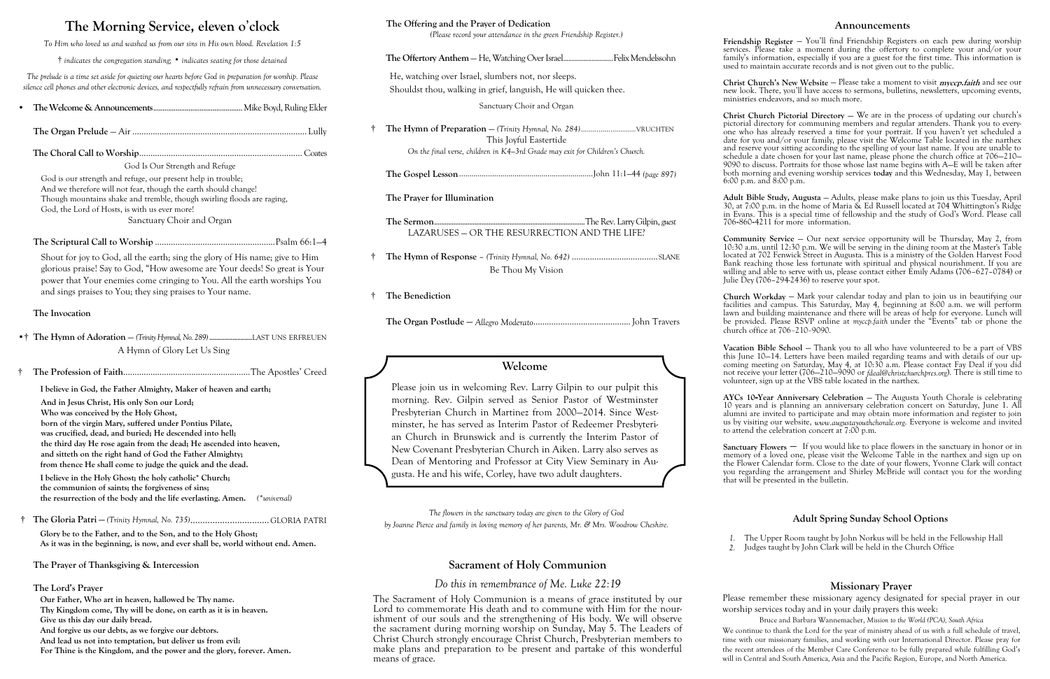# The Morning Service, eleven o'clock

*To Him who loved us and washed us from our sins in His own blood. Revelation 1:5*

*† indicates the congregation standing; • indicates seating for those detained*

*The prelude is a time set aside for quieting our hearts before God in preparation for worship. Please silence cell phones and other electronic devices, and respectfully refrain from unnecessary conversation.*

• **The Welcome & Announcements** .................................................. Mike Boyd, Ruling Elder

**The Organ Prelude** — Air ............................................................................ Lully

**The Choral Call to Worship** ........................................................................ Coates

God Is Our Strength and Refuge

God is our strength and refuge, our present help in trouble;
And we therefore will not fear, though the earth should change!
Though mountains shake and tremble, though swirling floods are raging,
God, the Lord of Hosts, is with us ever more!

Sanctuary Choir and Organ

**The Scriptural Call to Worship** .................................................... Psalm 66:1–4

Shout for joy to God, all the earth; sing the glory of His name; give to Him glorious praise! Say to God, "How awesome are Your deeds! So great is Your power that Your enemies come cringing to You. All the earth worships You and sings praises to You; they sing praises to Your name.

**The Invocation**

•† **The Hymn of Adoration** — *(Trinity Hymnal, No. 289)* ........................ LAST UNS ERFREUEN

A Hymn of Glory Let Us Sing

† **The Profession of Faith** ........................................................ The Apostles' Creed

**I believe in God, the Father Almighty, Maker of heaven and earth;**

**And in Jesus Christ, His only Son our Lord;**
**Who was conceived by the Holy Ghost,**
**born of the virgin Mary, suffered under Pontius Pilate,**
**was crucified, dead, and buried; He descended into hell;**
**the third day He rose again from the dead; He ascended into heaven,**
**and sitteth on the right hand of God the Father Almighty;**
**from thence He shall come to judge the quick and the dead.**

**I believe in the Holy Ghost; the holy catholic\* Church;**
**the communion of saints; the forgiveness of sins;**
**the resurrection of the body and the life everlasting. Amen.** *(\*universal)*

† **The Gloria Patri** — *(Trinity Hymnal, No. 735)* ................................ GLORIA PATRI

**Glory be to the Father, and to the Son, and to the Holy Ghost;**
**As it was in the beginning, is now, and ever shall be, world without end. Amen.**

**The Prayer of Thanksgiving & Intercession**

**The Lord's Prayer**

**Our Father, Who art in heaven, hallowed be Thy name.**
**Thy Kingdom come, Thy will be done, on earth as it is in heaven.**
**Give us this day our daily bread.**
**And forgive us our debts, as we forgive our debtors.**
**And lead us not into temptation, but deliver us from evil:**
**For Thine is the Kingdom, and the power and the glory, forever. Amen.**

**The Offering and the Prayer of Dedication**

*(Please record your attendance in the green Friendship Register.)*

**The Offertory Anthem** — He, Watching Over Israel ........................... Felix Mendelssohn

He, watching over Israel, slumbers not, nor sleeps.
Shouldst thou, walking in grief, languish, He will quicken thee.

Sanctuary Choir and Organ

† **The Hymn of Preparation** — *(Trinity Hymnal, No. 284)* ............................ VRUCHTEN

This Joyful Eastertide

*On the final verse, children in K4–3rd Grade may exit for Children's Church.*

**The Gospel Lesson** ................................................................ John 11:1–44 *(page 897)*

**The Prayer for Illumination**

**The Sermon** ............................................................................ The Rev. Larry Gilpin, *guest*

LAZARUSES – OR THE RESURRECTION AND THE LIFE?

† **The Hymn of Response** – *(Trinity Hymnal, No. 642)* ...................................... SLANE

Be Thou My Vision

† **The Benediction**

**The Organ Postlude** — *Allegro Moderato* ........................................... John Travers

## Welcome

Please join us in welcoming Rev. Larry Gilpin to our pulpit this morning. Rev. Gilpin served as Senior Pastor of Westminster Presbyterian Church in Martinez from 2000–2014. Since Westminster, he has served as Interim Pastor of Redeemer Presbyterian Church in Brunswick and is currently the Interim Pastor of New Covenant Presbyterian Church in Aiken. Larry also serves as Dean of Mentoring and Professor at City View Seminary in Augusta. He and his wife, Corley, have two adult daughters.

*The flowers in the sanctuary today are given to the Glory of God by Joanne Pierce and family in loving memory of her parents, Mr. & Mrs. Woodrow Cheshire.*

## Sacrament of Holy Communion

*Do this in remembrance of Me. Luke 22:19*

The Sacrament of Holy Communion is a means of grace instituted by our Lord to commemorate His death and to commune with Him for the nourishment of our souls and the strengthening of His body. We will observe the sacrament during morning worship on Sunday, May 5. The Leaders of Christ Church strongly encourage Christ Church, Presbyterian members to make plans and preparation to be present and partake of this wonderful means of grace.

## Announcements

**Friendship Register** — You'll find Friendship Registers on each pew during worship services. Please take a moment during the offertory to complete your and/or your family's information, especially if you are a guest for the first time. This information is used to maintain accurate records and is not given out to the public.

**Christ Church's New Website** — Please take a moment to visit ***myccp.faith*** and see our new look. There, you'll have access to sermons, bulletins, newsletters, upcoming events, ministries endeavors, and so much more.

**Christ Church Pictorial Directory** — We are in the process of updating our church's pictorial directory for communing members and regular attenders. Thank you to everyone who has already reserved a time for your portrait. If you haven't yet scheduled a date for you and/or your family, please visit the Welcome Table located in the narthex and reserve your sitting according to the spelling of your last name. If you are unable to schedule a date chosen for your last name, please phone the church office at 706–210–9090 to discuss. Portraits for those whose last name begins with A–E will be taken after both morning and evening worship services **today** and this Wednesday, May 1, between 6:00 p.m. and 8:00 p.m.

**Adult Bible Study, Augusta** — Adults, please make plans to join us this Tuesday, April 30, at 7:00 p.m. in the home of Maria & Ed Russell located at 704 Whittington's Ridge in Evans. This is a special time of fellowship and the study of God's Word. Please call 706-860-4211 for more information.

**Community Service** — Our next service opportunity will be Thursday, May 2, from 10:30 a.m. until 12:30 p.m. We will be serving in the dining room at the Master's Table located at 702 Fenwick Street in Augusta. This is a ministry of the Golden Harvest Food Bank reaching those less fortunate with spiritual and physical nourishment. If you are willing and able to serve with us, please contact either Emily Adams (706–627–0784) or Julie Dey (706–294-2436) to reserve your spot.

**Church Workday** — Mark your calendar today and plan to join us in beautifying our facilities and campus. This Saturday, May 4, beginning at 8:00 a.m. we will perform lawn and building maintenance and there will be areas of help for everyone. Lunch will be provided. Please RSVP online at *myccp.faith* under the "Events" tab or phone the church office at 706–210–9090.

**Vacation Bible School** — Thank you to all who have volunteered to be a part of VBS this June 10–14. Letters have been mailed regarding teams and with details of our upcoming meeting on Saturday, May 4, at 10:30 a.m. Please contact Fay Deal if you did not receive your letter (706–210–9090 or *fdeal@christchurchpres.org*). There is still time to volunteer, sign up at the VBS table located in the narthex.

**AYCs 10-Year Anniversary Celebration** — The Augusta Youth Chorale is celebrating 10 years and is planning an anniversary celebration concert on Saturday, June 1. All alumni are invited to participate and may obtain more information and register to join us by visiting our website, *www.augustayouthchorale.org*. Everyone is welcome and invited to attend the celebration concert at 7:00 p.m.

**Sanctuary Flowers** — If you would like to place flowers in the sanctuary in honor or in memory of a loved one, please visit the Welcome Table in the narthex and sign up on the Flower Calendar form. Close to the date of your flowers, Yvonne Clark will contact you regarding the arrangement and Shirley McBride will contact you for the wording that will be presented in the bulletin.

## Adult Spring Sunday School Options

1. The Upper Room taught by John Norkus will be held in the Fellowship Hall
2. Judges taught by John Clark will be held in the Church Office

## Missionary Prayer

Please remember these missionary agency designated for special prayer in our worship services today and in your daily prayers this week:

Bruce and Barbara Wannemacher, *Mission to the World (PCA), South Africa*

We continue to thank the Lord for the year of ministry ahead of us with a full schedule of travel, time with our missionary families, and working with our International Director. Please pray for the recent attendees of the Member Care Conference to be fully prepared while fulfilling God's will in Central and South America, Asia and the Pacific Region, Europe, and North America.